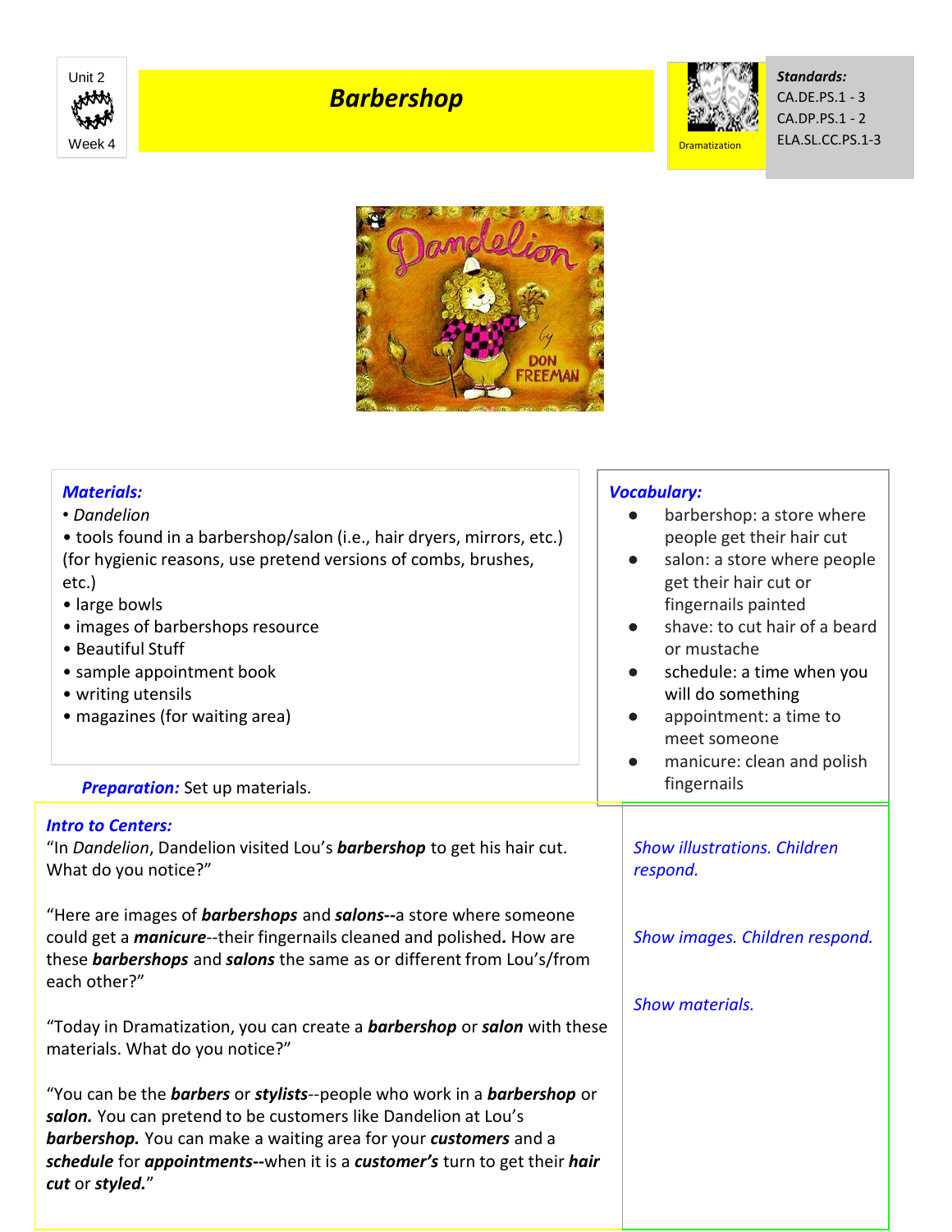Unit 2

Week 4

# Barbershop

Dramatization

***Standards:***
CA.DE.PS.1 - 3
CA.DP.PS.1 - 2
ELA.SL.CC.PS.1-3

***Materials:***

- *Dandelion*
- tools found in a barbershop/salon (i.e., hair dryers, mirrors, etc.) (for hygienic reasons, use pretend versions of combs, brushes, etc.)
- large bowls
- images of barbershops resource
- Beautiful Stuff
- sample appointment book
- writing utensils
- magazines (for waiting area)

***Vocabulary:***

- barbershop: a store where people get their hair cut
- salon: a store where people get their hair cut or fingernails painted
- shave: to cut hair of a beard or mustache
- schedule: a time when you will do something
- appointment: a time to meet someone
- manicure: clean and polish fingernails

***Preparation:*** Set up materials.

***Intro to Centers:***

"In *Dandelion*, Dandelion visited Lou's ***barbershop*** to get his hair cut. What do you notice?"

*Show illustrations. Children respond.*

"Here are images of ***barbershops*** and ***salons--***a store where someone could get a ***manicure***--their fingernails cleaned and polished**.** How are these ***barbershops*** and ***salons*** the same as or different from Lou's/from each other?"

*Show images. Children respond.*

"Today in Dramatization, you can create a ***barbershop*** or ***salon*** with these materials. What do you notice?"

*Show materials.*

"You can be the ***barbers*** or ***stylists***--people who work in a ***barbershop*** or ***salon.*** You can pretend to be customers like Dandelion at Lou's ***barbershop.*** You can make a waiting area for your ***customers*** and a ***schedule*** for ***appointments--***when it is a ***customer's*** turn to get their ***hair cut*** or ***styled.***"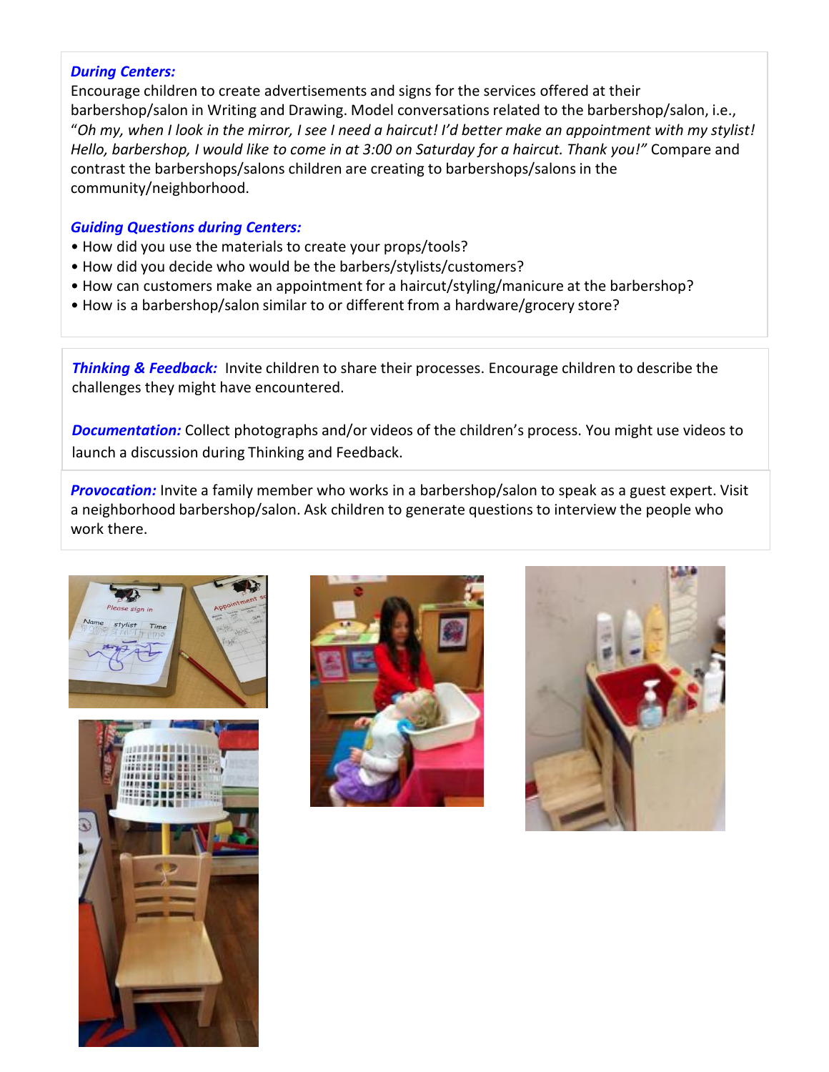***During Centers:***
Encourage children to create advertisements and signs for the services offered at their barbershop/salon in Writing and Drawing. Model conversations related to the barbershop/salon, i.e., "*Oh my, when I look in the mirror, I see I need a haircut! I'd better make an appointment with my stylist! Hello, barbershop, I would like to come in at 3:00 on Saturday for a haircut. Thank you!"* Compare and contrast the barbershops/salons children are creating to barbershops/salons in the community/neighborhood.

***Guiding Questions during Centers:***

- How did you use the materials to create your props/tools?
- How did you decide who would be the barbers/stylists/customers?
- How can customers make an appointment for a haircut/styling/manicure at the barbershop?
- How is a barbershop/salon similar to or different from a hardware/grocery store?

***Thinking & Feedback:*** Invite children to share their processes. Encourage children to describe the challenges they might have encountered.

***Documentation:*** Collect photographs and/or videos of the children's process. You might use videos to launch a discussion during Thinking and Feedback.

***Provocation:*** Invite a family member who works in a barbershop/salon to speak as a guest expert. Visit a neighborhood barbershop/salon. Ask children to generate questions to interview the people who work there.